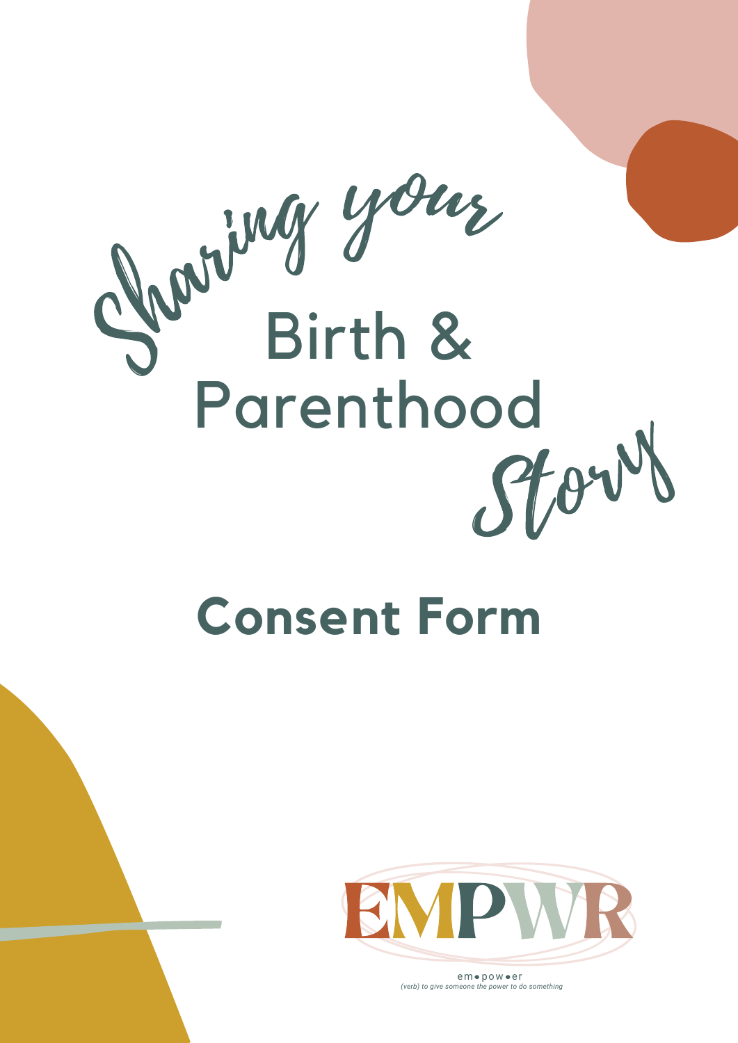# Sharing your Birth & Parenthood Story

# Consent Form

EMPWR

em●pow●er
*(verb) to give someone the power to do something*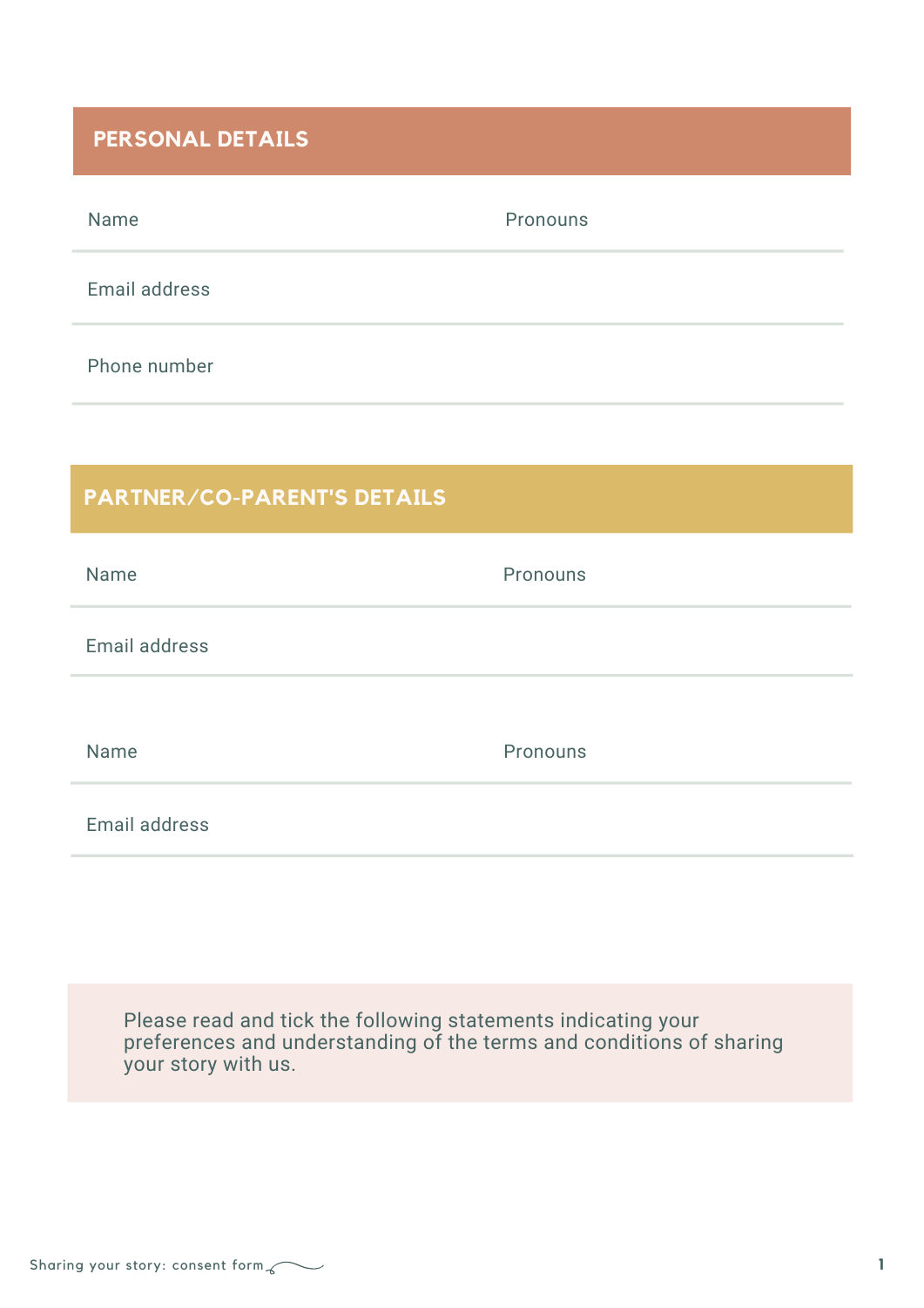## PERSONAL DETAILS

| Name | Pronouns |
| --- | --- |
| Email address | |
| Phone number | |

## PARTNER/CO-PARENT'S DETAILS

| Name | Pronouns |
| --- | --- |
| Email address | |

| Name | Pronouns |
| --- | --- |
| Email address | |

Please read and tick the following statements indicating your preferences and understanding of the terms and conditions of sharing your story with us.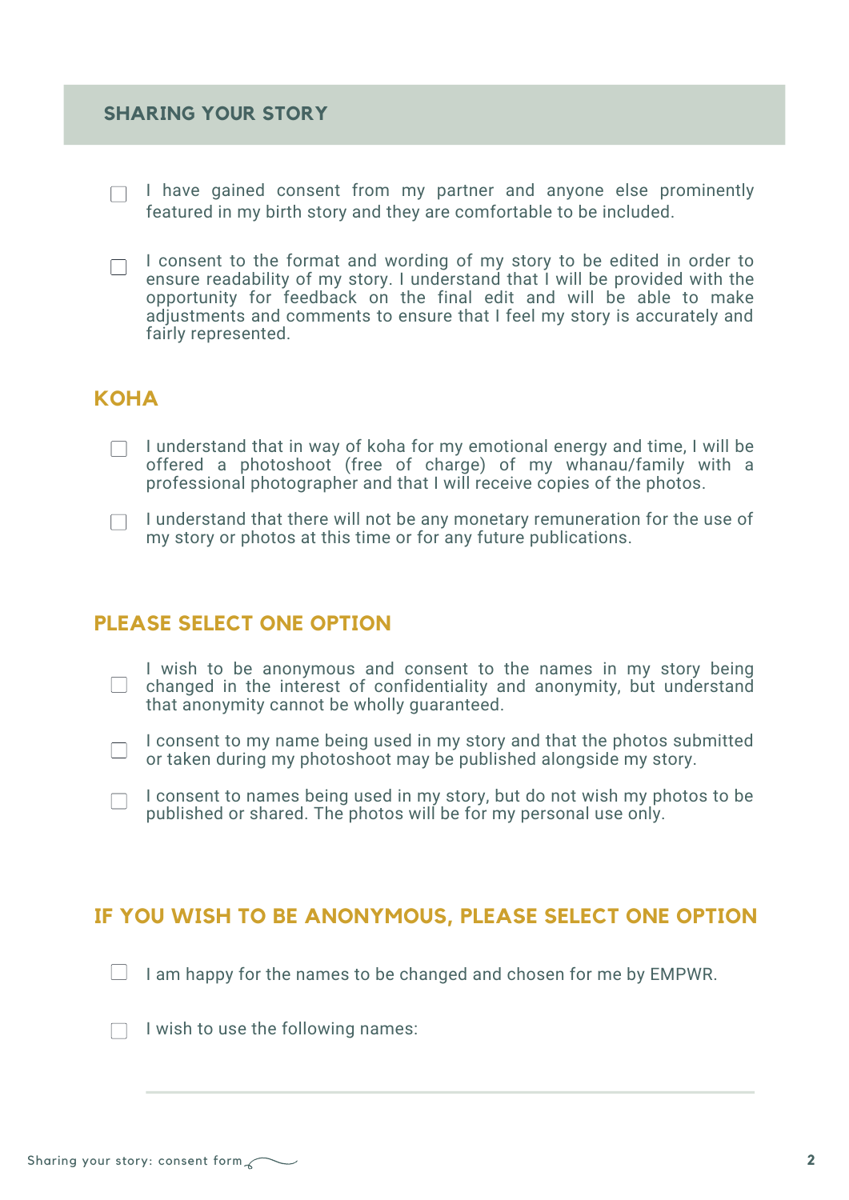## SHARING YOUR STORY

- [ ] I have gained consent from my partner and anyone else prominently featured in my birth story and they are comfortable to be included.
- [ ] I consent to the format and wording of my story to be edited in order to ensure readability of my story. I understand that I will be provided with the opportunity for feedback on the final edit and will be able to make adjustments and comments to ensure that I feel my story is accurately and fairly represented.

## KOHA

- [ ] I understand that in way of koha for my emotional energy and time, I will be offered a photoshoot (free of charge) of my whanau/family with a professional photographer and that I will receive copies of the photos.
- [ ] I understand that there will not be any monetary remuneration for the use of my story or photos at this time or for any future publications.

## PLEASE SELECT ONE OPTION

- [ ] I wish to be anonymous and consent to the names in my story being changed in the interest of confidentiality and anonymity, but understand that anonymity cannot be wholly guaranteed.
- [ ] I consent to my name being used in my story and that the photos submitted or taken during my photoshoot may be published alongside my story.
- [ ] I consent to names being used in my story, but do not wish my photos to be published or shared. The photos will be for my personal use only.

## IF YOU WISH TO BE ANONYMOUS, PLEASE SELECT ONE OPTION

- [ ] I am happy for the names to be changed and chosen for me by EMPWR.
- [ ] I wish to use the following names:

_______________________________________________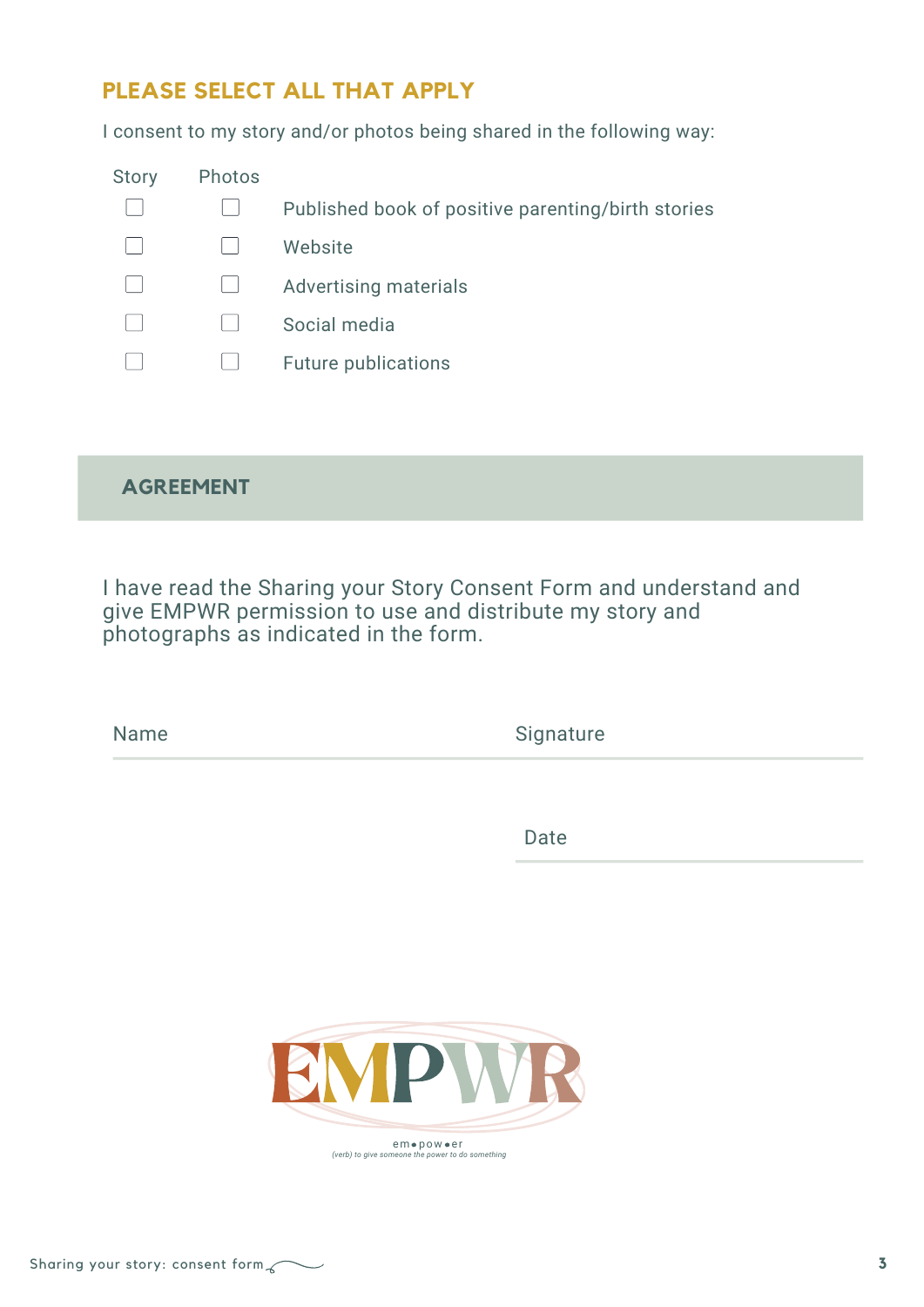## PLEASE SELECT ALL THAT APPLY

I consent to my story and/or photos being shared in the following way:

| Story | Photos | |
| --- | --- | --- |
| ☐ | ☐ | Published book of positive parenting/birth stories |
| ☐ | ☐ | Website |
| ☐ | ☐ | Advertising materials |
| ☐ | ☐ | Social media |
| ☐ | ☐ | Future publications |

## AGREEMENT

I have read the Sharing your Story Consent Form and understand and give EMPWR permission to use and distribute my story and photographs as indicated in the form.

Name ______________________

Signature ______________________

Date ______________________

EMPWR

em•pow•er

*(verb) to give someone the power to do something*